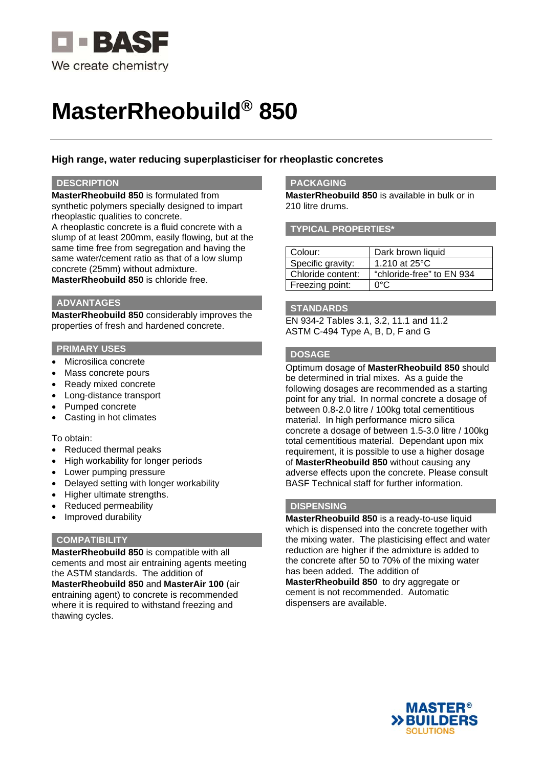# MasterRheobuild® 850

## High range, water reducing superplasticiser for rheoplastic concretes

### DESCRIPTION

**MasterRheobuild 850** is formulated from synthetic polymers specially designed to impart rheoplastic qualities to concrete.
A rheoplastic concrete is a fluid concrete with a slump of at least 200mm, easily flowing, but at the same time free from segregation and having the same water/cement ratio as that of a low slump concrete (25mm) without admixture.
**MasterRheobuild 850** is chloride free.

### ADVANTAGES

**MasterRheobuild 850** considerably improves the properties of fresh and hardened concrete.

### PRIMARY USES

- Microsilica concrete
- Mass concrete pours
- Ready mixed concrete
- Long-distance transport
- Pumped concrete
- Casting in hot climates

To obtain:

- Reduced thermal peaks
- High workability for longer periods
- Lower pumping pressure
- Delayed setting with longer workability
- Higher ultimate strengths.
- Reduced permeability
- Improved durability

### COMPATIBILITY

**MasterRheobuild 850** is compatible with all cements and most air entraining agents meeting the ASTM standards. The addition of **MasterRheobuild 850** and **MasterAir 100** (air entraining agent) to concrete is recommended where it is required to withstand freezing and thawing cycles.

### PACKAGING

**MasterRheobuild 850** is available in bulk or in 210 litre drums.

### TYPICAL PROPERTIES*

| | |
|---|---|
| Colour: | Dark brown liquid |
| Specific gravity: | 1.210 at 25°C |
| Chloride content: | “chloride-free” to EN 934 |
| Freezing point: | 0°C |

### STANDARDS

EN 934-2 Tables 3.1, 3.2, 11.1 and 11.2
ASTM C-494 Type A, B, D, F and G

### DOSAGE

Optimum dosage of **MasterRheobuild 850** should be determined in trial mixes. As a guide the following dosages are recommended as a starting point for any trial. In normal concrete a dosage of between 0.8-2.0 litre / 100kg total cementitious material. In high performance micro silica concrete a dosage of between 1.5-3.0 litre / 100kg total cementitious material. Dependant upon mix requirement, it is possible to use a higher dosage of **MasterRheobuild 850** without causing any adverse effects upon the concrete. Please consult BASF Technical staff for further information.

### DISPENSING

**MasterRheobuild 850** is a ready-to-use liquid which is dispensed into the concrete together with the mixing water. The plasticising effect and water reduction are higher if the admixture is added to the concrete after 50 to 70% of the mixing water has been added. The addition of **MasterRheobuild 850** to dry aggregate or cement is not recommended. Automatic dispensers are available.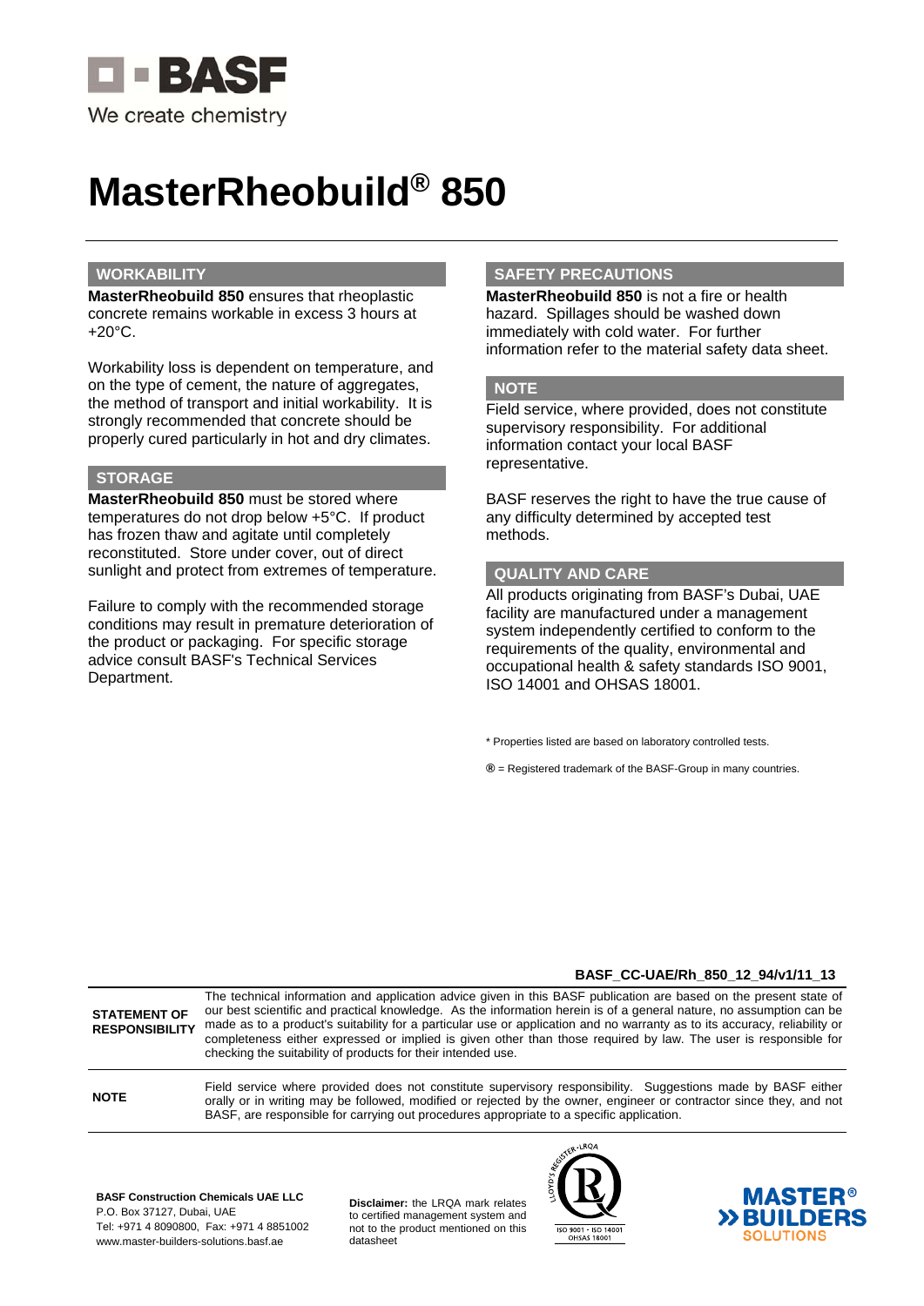# MasterRheobuild® 850

## WORKABILITY

**MasterRheobuild 850** ensures that rheoplastic concrete remains workable in excess 3 hours at +20°C.

Workability loss is dependent on temperature, and on the type of cement, the nature of aggregates, the method of transport and initial workability. It is strongly recommended that concrete should be properly cured particularly in hot and dry climates.

## STORAGE

**MasterRheobuild 850** must be stored where temperatures do not drop below +5°C. If product has frozen thaw and agitate until completely reconstituted. Store under cover, out of direct sunlight and protect from extremes of temperature.

Failure to comply with the recommended storage conditions may result in premature deterioration of the product or packaging. For specific storage advice consult BASF's Technical Services Department.

## SAFETY PRECAUTIONS

**MasterRheobuild 850** is not a fire or health hazard. Spillages should be washed down immediately with cold water. For further information refer to the material safety data sheet.

## NOTE

Field service, where provided, does not constitute supervisory responsibility. For additional information contact your local BASF representative.

BASF reserves the right to have the true cause of any difficulty determined by accepted test methods.

## QUALITY AND CARE

All products originating from BASF's Dubai, UAE facility are manufactured under a management system independently certified to conform to the requirements of the quality, environmental and occupational health & safety standards ISO 9001, ISO 14001 and OHSAS 18001.

* Properties listed are based on laboratory controlled tests.

® = Registered trademark of the BASF-Group in many countries.

**BASF_CC-UAE/Rh_850_12_94/v1/11_13**

| | |
|---|---|
| **STATEMENT OF RESPONSIBILITY** | The technical information and application advice given in this BASF publication are based on the present state of our best scientific and practical knowledge. As the information herein is of a general nature, no assumption can be made as to a product's suitability for a particular use or application and no warranty as to its accuracy, reliability or completeness either expressed or implied is given other than those required by law. The user is responsible for checking the suitability of products for their intended use. |
| **NOTE** | Field service where provided does not constitute supervisory responsibility. Suggestions made by BASF either orally or in writing may be followed, modified or rejected by the owner, engineer or contractor since they, and not BASF, are responsible for carrying out procedures appropriate to a specific application. |

**BASF Construction Chemicals UAE LLC**
P.O. Box 37127, Dubai, UAE
Tel: +971 4 8090800, Fax: +971 4 8851002
www.master-builders-solutions.basf.ae

**Disclaimer:** the LRQA mark relates to certified management system and not to the product mentioned on this datasheet

ISO 9001 - ISO 14001 OHSAS 18001